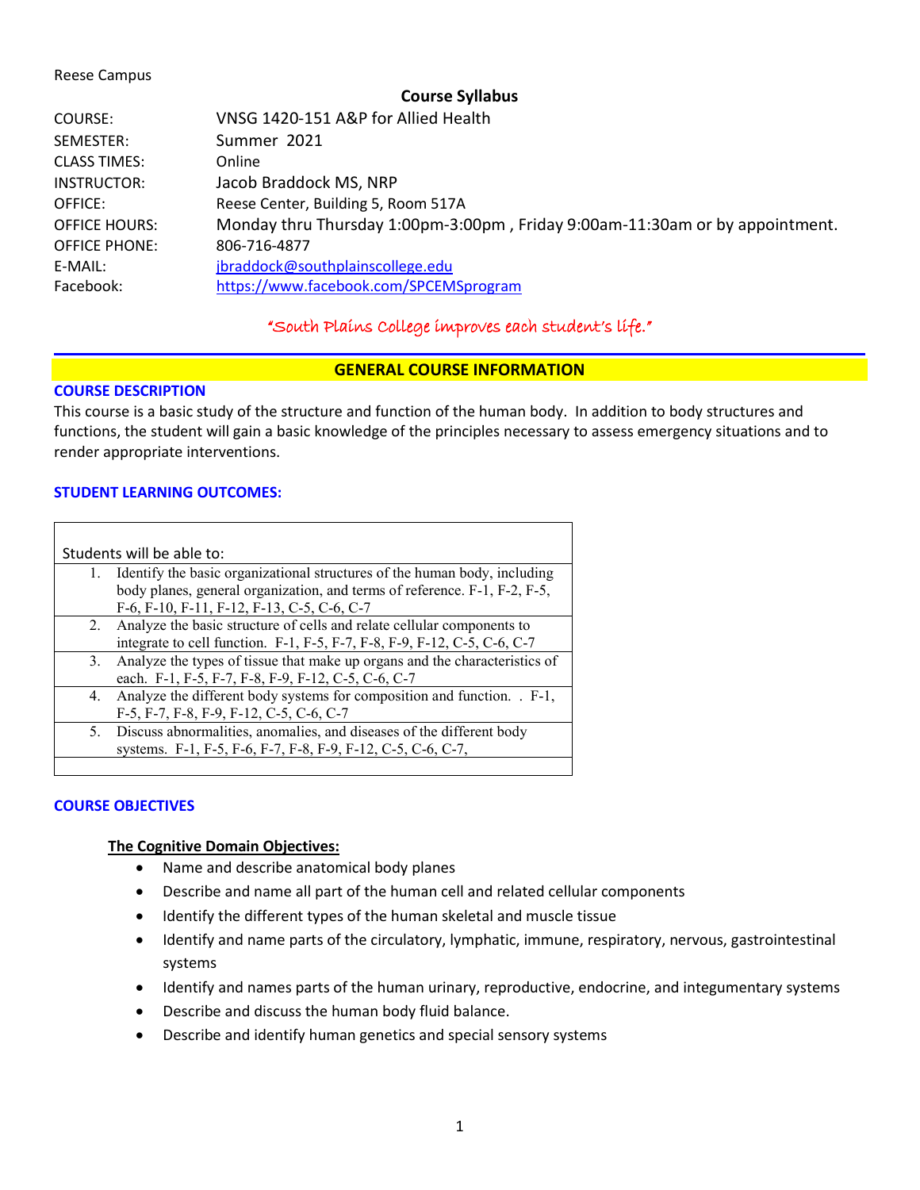Reese Campus

## Course Syllabus

| | |
|---|---|
| COURSE: | VNSG 1420-151 A&P for Allied Health |
| SEMESTER: | Summer 2021 |
| CLASS TIMES: | Online |
| INSTRUCTOR: | Jacob Braddock MS, NRP |
| OFFICE: | Reese Center, Building 5, Room 517A |
| OFFICE HOURS: | Monday thru Thursday 1:00pm-3:00pm , Friday 9:00am-11:30am or by appointment. |
| OFFICE PHONE: | 806-716-4877 |
| E-MAIL: | jbraddock@southplainscollege.edu |
| Facebook: | https://www.facebook.com/SPCEMSprogram |

*"South Plains College improves each student's life."*

## GENERAL COURSE INFORMATION

### COURSE DESCRIPTION

This course is a basic study of the structure and function of the human body. In addition to body structures and functions, the student will gain a basic knowledge of the principles necessary to assess emergency situations and to render appropriate interventions.

### STUDENT LEARNING OUTCOMES:

Students will be able to:

1. Identify the basic organizational structures of the human body, including body planes, general organization, and terms of reference. F-1, F-2, F-5, F-6, F-10, F-11, F-12, F-13, C-5, C-6, C-7
2. Analyze the basic structure of cells and relate cellular components to integrate to cell function. F-1, F-5, F-7, F-8, F-9, F-12, C-5, C-6, C-7
3. Analyze the types of tissue that make up organs and the characteristics of each. F-1, F-5, F-7, F-8, F-9, F-12, C-5, C-6, C-7
4. Analyze the different body systems for composition and function. . F-1, F-5, F-7, F-8, F-9, F-12, C-5, C-6, C-7
5. Discuss abnormalities, anomalies, and diseases of the different body systems. F-1, F-5, F-6, F-7, F-8, F-9, F-12, C-5, C-6, C-7,

### COURSE OBJECTIVES

**The Cognitive Domain Objectives:**

- Name and describe anatomical body planes
- Describe and name all part of the human cell and related cellular components
- Identify the different types of the human skeletal and muscle tissue
- Identify and name parts of the circulatory, lymphatic, immune, respiratory, nervous, gastrointestinal systems
- Identify and names parts of the human urinary, reproductive, endocrine, and integumentary systems
- Describe and discuss the human body fluid balance.
- Describe and identify human genetics and special sensory systems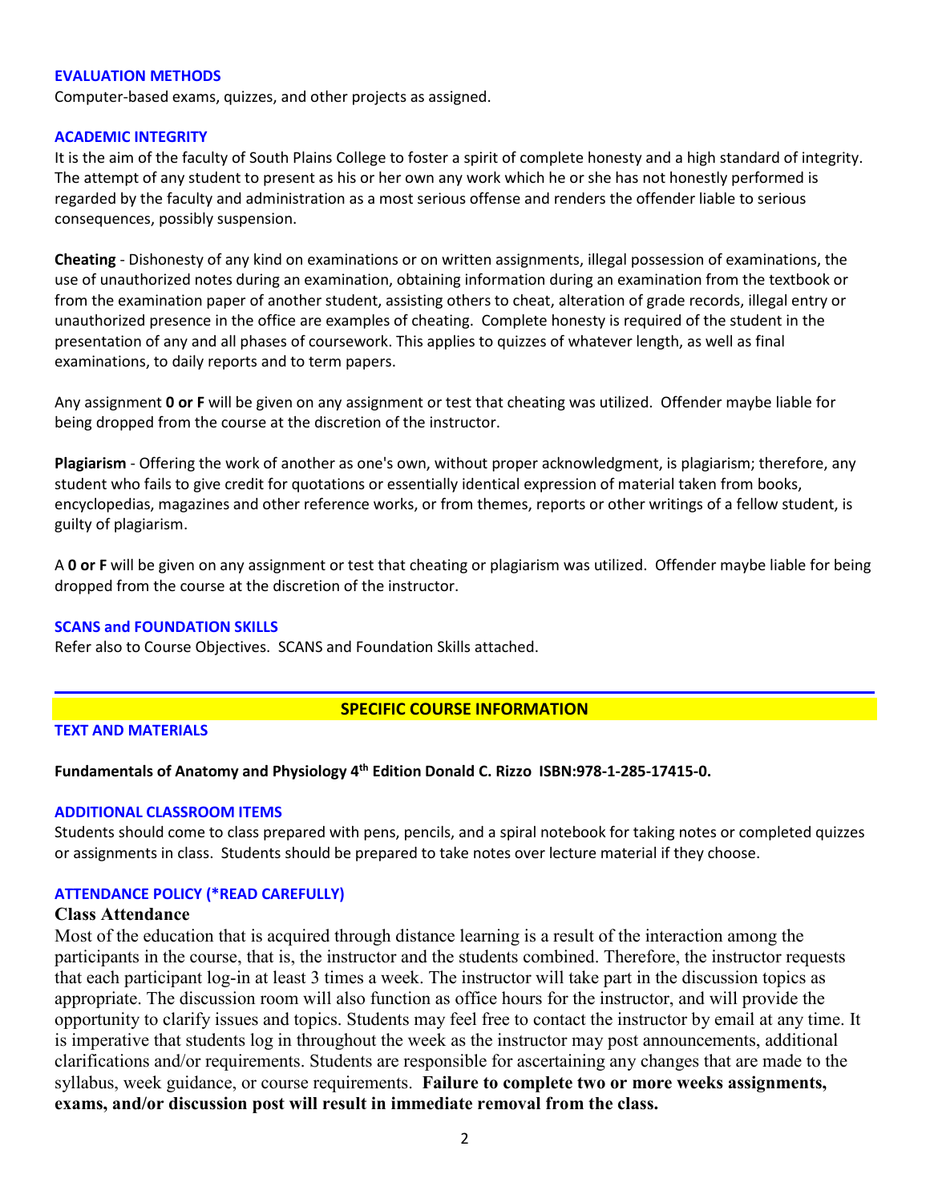### EVALUATION METHODS

Computer-based exams, quizzes, and other projects as assigned.

### ACADEMIC INTEGRITY

It is the aim of the faculty of South Plains College to foster a spirit of complete honesty and a high standard of integrity. The attempt of any student to present as his or her own any work which he or she has not honestly performed is regarded by the faculty and administration as a most serious offense and renders the offender liable to serious consequences, possibly suspension.

**Cheating** - Dishonesty of any kind on examinations or on written assignments, illegal possession of examinations, the use of unauthorized notes during an examination, obtaining information during an examination from the textbook or from the examination paper of another student, assisting others to cheat, alteration of grade records, illegal entry or unauthorized presence in the office are examples of cheating. Complete honesty is required of the student in the presentation of any and all phases of coursework. This applies to quizzes of whatever length, as well as final examinations, to daily reports and to term papers.

Any assignment **0 or F** will be given on any assignment or test that cheating was utilized. Offender maybe liable for being dropped from the course at the discretion of the instructor.

**Plagiarism** - Offering the work of another as one's own, without proper acknowledgment, is plagiarism; therefore, any student who fails to give credit for quotations or essentially identical expression of material taken from books, encyclopedias, magazines and other reference works, or from themes, reports or other writings of a fellow student, is guilty of plagiarism.

A **0 or F** will be given on any assignment or test that cheating or plagiarism was utilized. Offender maybe liable for being dropped from the course at the discretion of the instructor.

### SCANS and FOUNDATION SKILLS

Refer also to Course Objectives. SCANS and Foundation Skills attached.

## SPECIFIC COURSE INFORMATION

### TEXT AND MATERIALS

**Fundamentals of Anatomy and Physiology 4th Edition Donald C. Rizzo ISBN:978-1-285-17415-0.**

### ADDITIONAL CLASSROOM ITEMS

Students should come to class prepared with pens, pencils, and a spiral notebook for taking notes or completed quizzes or assignments in class. Students should be prepared to take notes over lecture material if they choose.

### ATTENDANCE POLICY (*READ CAREFULLY)

**Class Attendance**

Most of the education that is acquired through distance learning is a result of the interaction among the participants in the course, that is, the instructor and the students combined. Therefore, the instructor requests that each participant log-in at least 3 times a week. The instructor will take part in the discussion topics as appropriate. The discussion room will also function as office hours for the instructor, and will provide the opportunity to clarify issues and topics. Students may feel free to contact the instructor by email at any time. It is imperative that students log in throughout the week as the instructor may post announcements, additional clarifications and/or requirements. Students are responsible for ascertaining any changes that are made to the syllabus, week guidance, or course requirements. **Failure to complete two or more weeks assignments, exams, and/or discussion post will result in immediate removal from the class.**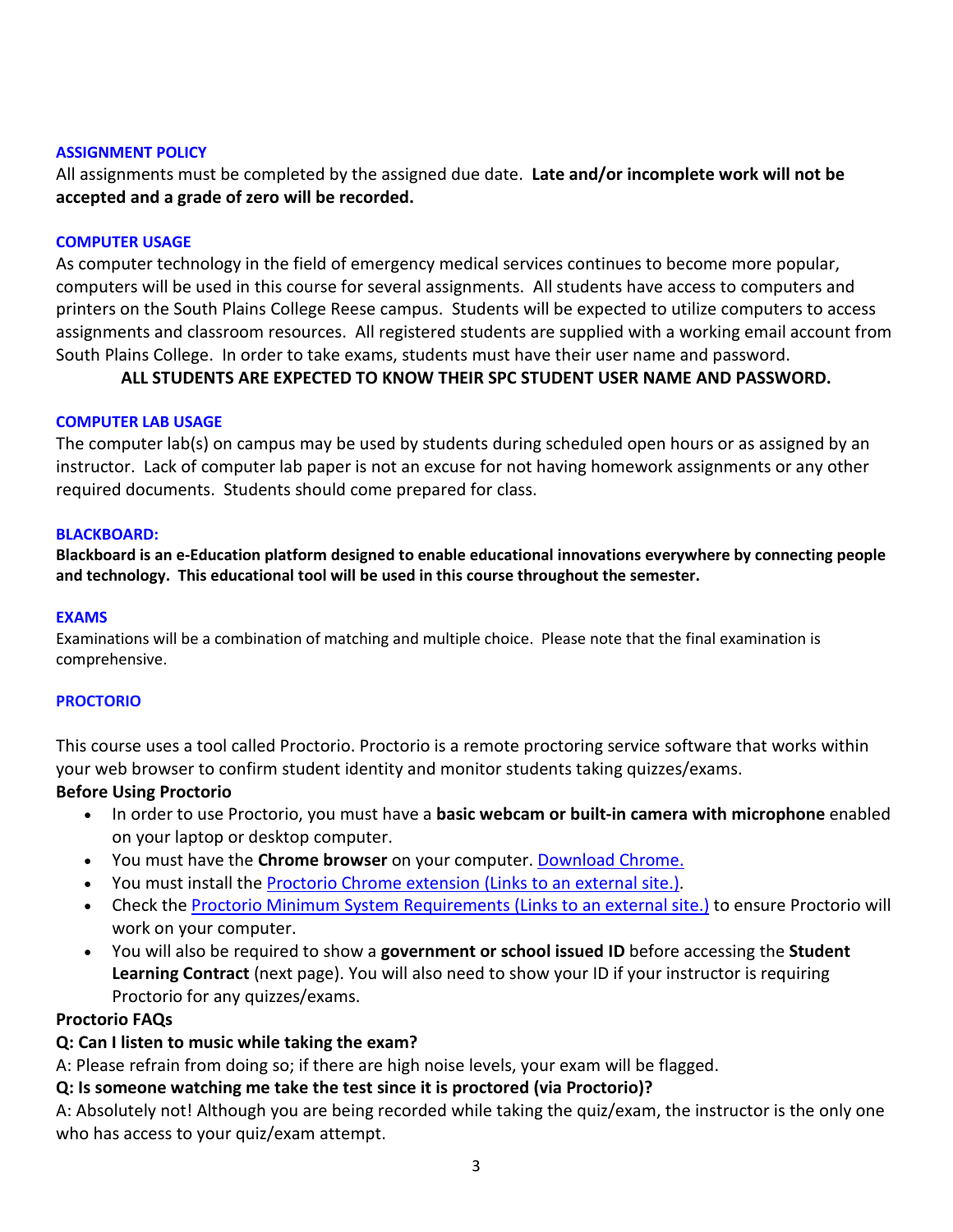### ASSIGNMENT POLICY

All assignments must be completed by the assigned due date. **Late and/or incomplete work will not be accepted and a grade of zero will be recorded.**

### COMPUTER USAGE

As computer technology in the field of emergency medical services continues to become more popular, computers will be used in this course for several assignments. All students have access to computers and printers on the South Plains College Reese campus. Students will be expected to utilize computers to access assignments and classroom resources. All registered students are supplied with a working email account from South Plains College. In order to take exams, students must have their user name and password.

**ALL STUDENTS ARE EXPECTED TO KNOW THEIR SPC STUDENT USER NAME AND PASSWORD.**

### COMPUTER LAB USAGE

The computer lab(s) on campus may be used by students during scheduled open hours or as assigned by an instructor. Lack of computer lab paper is not an excuse for not having homework assignments or any other required documents. Students should come prepared for class.

### BLACKBOARD:

**Blackboard is an e-Education platform designed to enable educational innovations everywhere by connecting people and technology. This educational tool will be used in this course throughout the semester.**

### EXAMS

Examinations will be a combination of matching and multiple choice. Please note that the final examination is comprehensive.

### PROCTORIO

This course uses a tool called Proctorio. Proctorio is a remote proctoring service software that works within your web browser to confirm student identity and monitor students taking quizzes/exams.

**Before Using Proctorio**

- In order to use Proctorio, you must have a **basic webcam or built-in camera with microphone** enabled on your laptop or desktop computer.
- You must have the **Chrome browser** on your computer. Download Chrome.
- You must install the Proctorio Chrome extension (Links to an external site.).
- Check the Proctorio Minimum System Requirements (Links to an external site.) to ensure Proctorio will work on your computer.
- You will also be required to show a **government or school issued ID** before accessing the **Student Learning Contract** (next page). You will also need to show your ID if your instructor is requiring Proctorio for any quizzes/exams.

**Proctorio FAQs**

**Q: Can I listen to music while taking the exam?**

A: Please refrain from doing so; if there are high noise levels, your exam will be flagged.

**Q: Is someone watching me take the test since it is proctored (via Proctorio)?**

A: Absolutely not! Although you are being recorded while taking the quiz/exam, the instructor is the only one who has access to your quiz/exam attempt.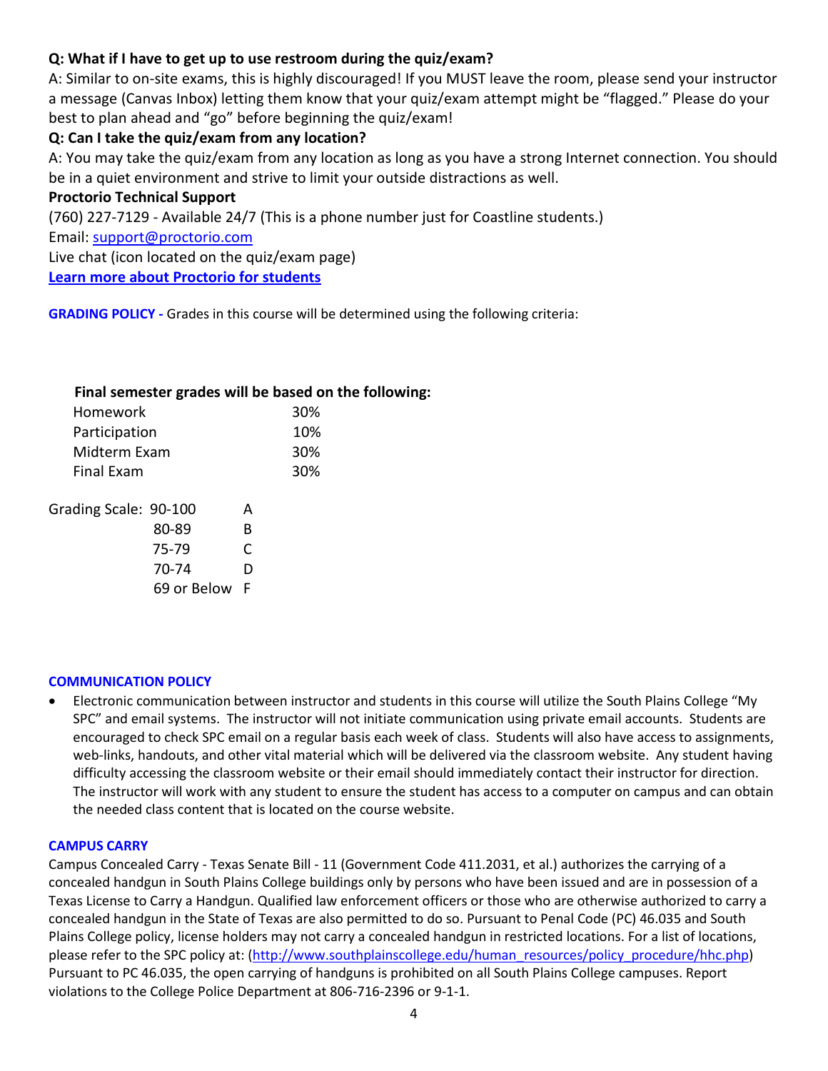**Q: What if I have to get up to use restroom during the quiz/exam?**

A: Similar to on-site exams, this is highly discouraged! If you MUST leave the room, please send your instructor a message (Canvas Inbox) letting them know that your quiz/exam attempt might be "flagged." Please do your best to plan ahead and "go" before beginning the quiz/exam!

**Q: Can I take the quiz/exam from any location?**

A: You may take the quiz/exam from any location as long as you have a strong Internet connection. You should be in a quiet environment and strive to limit your outside distractions as well.

**Proctorio Technical Support**

(760) 227-7129 - Available 24/7 (This is a phone number just for Coastline students.)

Email: support@proctorio.com

Live chat (icon located on the quiz/exam page)

**Learn more about Proctorio for students**

**GRADING POLICY -** Grades in this course will be determined using the following criteria:

**Final semester grades will be based on the following:**

| Component | Weight |
|---|---|
| Homework | 30% |
| Participation | 10% |
| Midterm Exam | 30% |
| Final Exam | 30% |

| Grading Scale: | |
|---|---|
| 90-100 | A |
| 80-89 | B |
| 75-79 | C |
| 70-74 | D |
| 69 or Below | F |

**COMMUNICATION POLICY**

- Electronic communication between instructor and students in this course will utilize the South Plains College "My SPC" and email systems. The instructor will not initiate communication using private email accounts. Students are encouraged to check SPC email on a regular basis each week of class. Students will also have access to assignments, web-links, handouts, and other vital material which will be delivered via the classroom website. Any student having difficulty accessing the classroom website or their email should immediately contact their instructor for direction. The instructor will work with any student to ensure the student has access to a computer on campus and can obtain the needed class content that is located on the course website.

**CAMPUS CARRY**

Campus Concealed Carry - Texas Senate Bill - 11 (Government Code 411.2031, et al.) authorizes the carrying of a concealed handgun in South Plains College buildings only by persons who have been issued and are in possession of a Texas License to Carry a Handgun. Qualified law enforcement officers or those who are otherwise authorized to carry a concealed handgun in the State of Texas are also permitted to do so. Pursuant to Penal Code (PC) 46.035 and South Plains College policy, license holders may not carry a concealed handgun in restricted locations. For a list of locations, please refer to the SPC policy at: (http://www.southplainscollege.edu/human_resources/policy_procedure/hhc.php) Pursuant to PC 46.035, the open carrying of handguns is prohibited on all South Plains College campuses. Report violations to the College Police Department at 806-716-2396 or 9-1-1.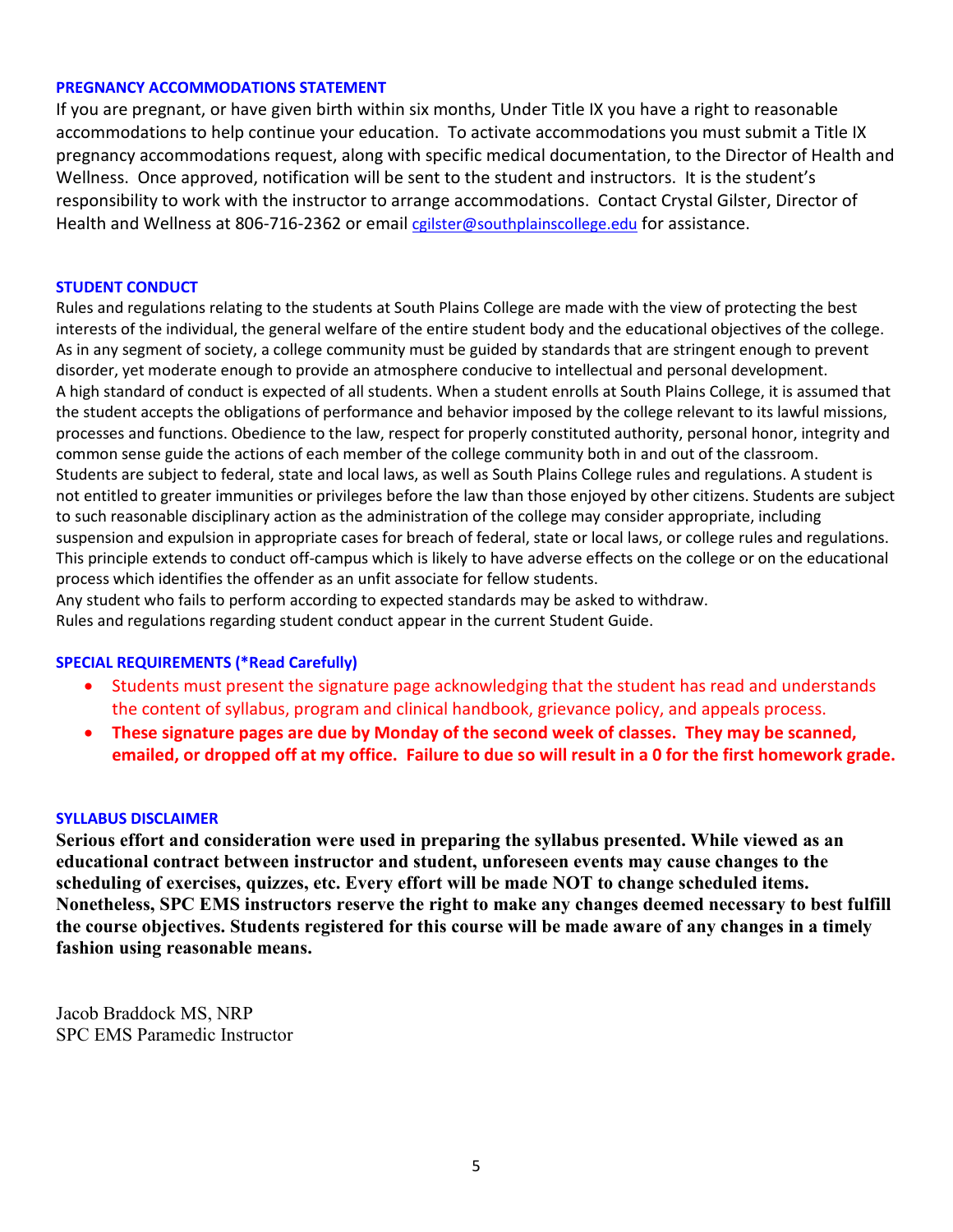### PREGNANCY ACCOMMODATIONS STATEMENT

If you are pregnant, or have given birth within six months, Under Title IX you have a right to reasonable accommodations to help continue your education. To activate accommodations you must submit a Title IX pregnancy accommodations request, along with specific medical documentation, to the Director of Health and Wellness. Once approved, notification will be sent to the student and instructors. It is the student's responsibility to work with the instructor to arrange accommodations. Contact Crystal Gilster, Director of Health and Wellness at 806-716-2362 or email cgilster@southplainscollege.edu for assistance.

### STUDENT CONDUCT

Rules and regulations relating to the students at South Plains College are made with the view of protecting the best interests of the individual, the general welfare of the entire student body and the educational objectives of the college. As in any segment of society, a college community must be guided by standards that are stringent enough to prevent disorder, yet moderate enough to provide an atmosphere conducive to intellectual and personal development.
A high standard of conduct is expected of all students. When a student enrolls at South Plains College, it is assumed that the student accepts the obligations of performance and behavior imposed by the college relevant to its lawful missions, processes and functions. Obedience to the law, respect for properly constituted authority, personal honor, integrity and common sense guide the actions of each member of the college community both in and out of the classroom.
Students are subject to federal, state and local laws, as well as South Plains College rules and regulations. A student is not entitled to greater immunities or privileges before the law than those enjoyed by other citizens. Students are subject to such reasonable disciplinary action as the administration of the college may consider appropriate, including suspension and expulsion in appropriate cases for breach of federal, state or local laws, or college rules and regulations. This principle extends to conduct off-campus which is likely to have adverse effects on the college or on the educational process which identifies the offender as an unfit associate for fellow students.
Any student who fails to perform according to expected standards may be asked to withdraw.
Rules and regulations regarding student conduct appear in the current Student Guide.

### SPECIAL REQUIREMENTS (*Read Carefully)

- Students must present the signature page acknowledging that the student has read and understands the content of syllabus, program and clinical handbook, grievance policy, and appeals process.
- **These signature pages are due by Monday of the second week of classes. They may be scanned, emailed, or dropped off at my office. Failure to due so will result in a 0 for the first homework grade.**

### SYLLABUS DISCLAIMER

**Serious effort and consideration were used in preparing the syllabus presented. While viewed as an educational contract between instructor and student, unforeseen events may cause changes to the scheduling of exercises, quizzes, etc. Every effort will be made NOT to change scheduled items. Nonetheless, SPC EMS instructors reserve the right to make any changes deemed necessary to best fulfill the course objectives. Students registered for this course will be made aware of any changes in a timely fashion using reasonable means.**

Jacob Braddock MS, NRP
SPC EMS Paramedic Instructor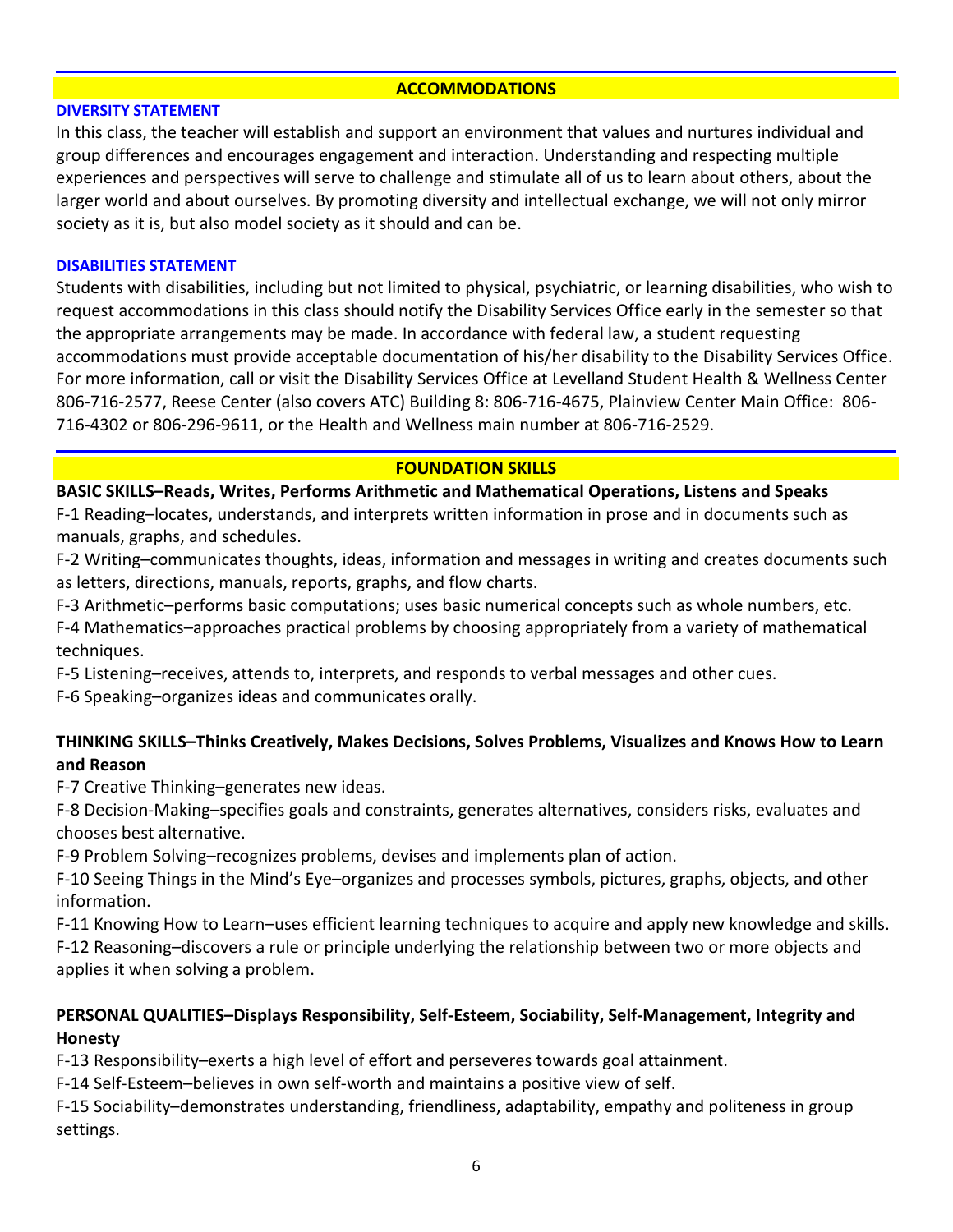## ACCOMMODATIONS

### DIVERSITY STATEMENT

In this class, the teacher will establish and support an environment that values and nurtures individual and group differences and encourages engagement and interaction. Understanding and respecting multiple experiences and perspectives will serve to challenge and stimulate all of us to learn about others, about the larger world and about ourselves. By promoting diversity and intellectual exchange, we will not only mirror society as it is, but also model society as it should and can be.

### DISABILITIES STATEMENT

Students with disabilities, including but not limited to physical, psychiatric, or learning disabilities, who wish to request accommodations in this class should notify the Disability Services Office early in the semester so that the appropriate arrangements may be made. In accordance with federal law, a student requesting accommodations must provide acceptable documentation of his/her disability to the Disability Services Office. For more information, call or visit the Disability Services Office at Levelland Student Health & Wellness Center 806-716-2577, Reese Center (also covers ATC) Building 8: 806-716-4675, Plainview Center Main Office: 806-716-4302 or 806-296-9611, or the Health and Wellness main number at 806-716-2529.

## FOUNDATION SKILLS

**BASIC SKILLS–Reads, Writes, Performs Arithmetic and Mathematical Operations, Listens and Speaks**

F-1 Reading–locates, understands, and interprets written information in prose and in documents such as manuals, graphs, and schedules.

F-2 Writing–communicates thoughts, ideas, information and messages in writing and creates documents such as letters, directions, manuals, reports, graphs, and flow charts.

F-3 Arithmetic–performs basic computations; uses basic numerical concepts such as whole numbers, etc.

F-4 Mathematics–approaches practical problems by choosing appropriately from a variety of mathematical techniques.

F-5 Listening–receives, attends to, interprets, and responds to verbal messages and other cues.

F-6 Speaking–organizes ideas and communicates orally.

**THINKING SKILLS–Thinks Creatively, Makes Decisions, Solves Problems, Visualizes and Knows How to Learn and Reason**

F-7 Creative Thinking–generates new ideas.

F-8 Decision-Making–specifies goals and constraints, generates alternatives, considers risks, evaluates and chooses best alternative.

F-9 Problem Solving–recognizes problems, devises and implements plan of action.

F-10 Seeing Things in the Mind's Eye–organizes and processes symbols, pictures, graphs, objects, and other information.

F-11 Knowing How to Learn–uses efficient learning techniques to acquire and apply new knowledge and skills.

F-12 Reasoning–discovers a rule or principle underlying the relationship between two or more objects and applies it when solving a problem.

**PERSONAL QUALITIES–Displays Responsibility, Self-Esteem, Sociability, Self-Management, Integrity and Honesty**

F-13 Responsibility–exerts a high level of effort and perseveres towards goal attainment.

F-14 Self-Esteem–believes in own self-worth and maintains a positive view of self.

F-15 Sociability–demonstrates understanding, friendliness, adaptability, empathy and politeness in group settings.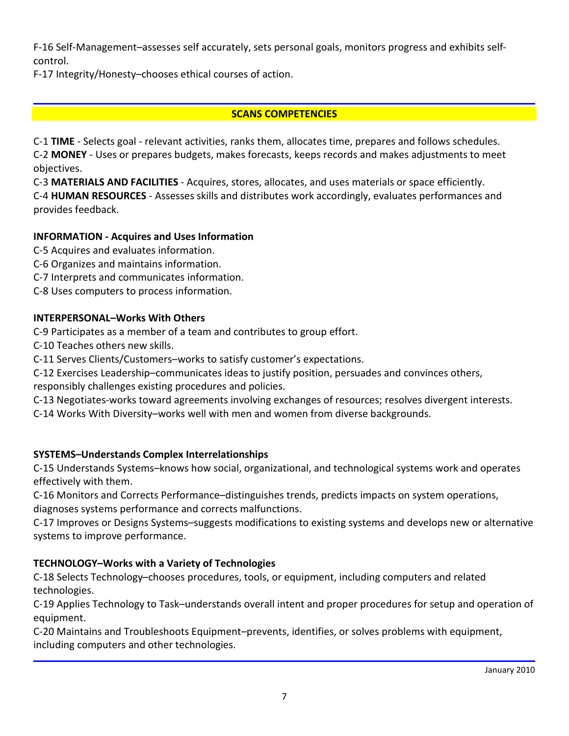F-16 Self-Management–assesses self accurately, sets personal goals, monitors progress and exhibits self-control.

F-17 Integrity/Honesty–chooses ethical courses of action.

## SCANS COMPETENCIES

C-1 **TIME** - Selects goal - relevant activities, ranks them, allocates time, prepares and follows schedules.

C-2 **MONEY** - Uses or prepares budgets, makes forecasts, keeps records and makes adjustments to meet objectives.

C-3 **MATERIALS AND FACILITIES** - Acquires, stores, allocates, and uses materials or space efficiently.

C-4 **HUMAN RESOURCES** - Assesses skills and distributes work accordingly, evaluates performances and provides feedback.

**INFORMATION - Acquires and Uses Information**

C-5 Acquires and evaluates information.

C-6 Organizes and maintains information.

C-7 Interprets and communicates information.

C-8 Uses computers to process information.

**INTERPERSONAL–Works With Others**

C-9 Participates as a member of a team and contributes to group effort.

C-10 Teaches others new skills.

C-11 Serves Clients/Customers–works to satisfy customer's expectations.

C-12 Exercises Leadership–communicates ideas to justify position, persuades and convinces others, responsibly challenges existing procedures and policies.

C-13 Negotiates-works toward agreements involving exchanges of resources; resolves divergent interests.

C-14 Works With Diversity–works well with men and women from diverse backgrounds.

**SYSTEMS–Understands Complex Interrelationships**

C-15 Understands Systems–knows how social, organizational, and technological systems work and operates effectively with them.

C-16 Monitors and Corrects Performance–distinguishes trends, predicts impacts on system operations, diagnoses systems performance and corrects malfunctions.

C-17 Improves or Designs Systems–suggests modifications to existing systems and develops new or alternative systems to improve performance.

**TECHNOLOGY–Works with a Variety of Technologies**

C-18 Selects Technology–chooses procedures, tools, or equipment, including computers and related technologies.

C-19 Applies Technology to Task–understands overall intent and proper procedures for setup and operation of equipment.

C-20 Maintains and Troubleshoots Equipment–prevents, identifies, or solves problems with equipment, including computers and other technologies.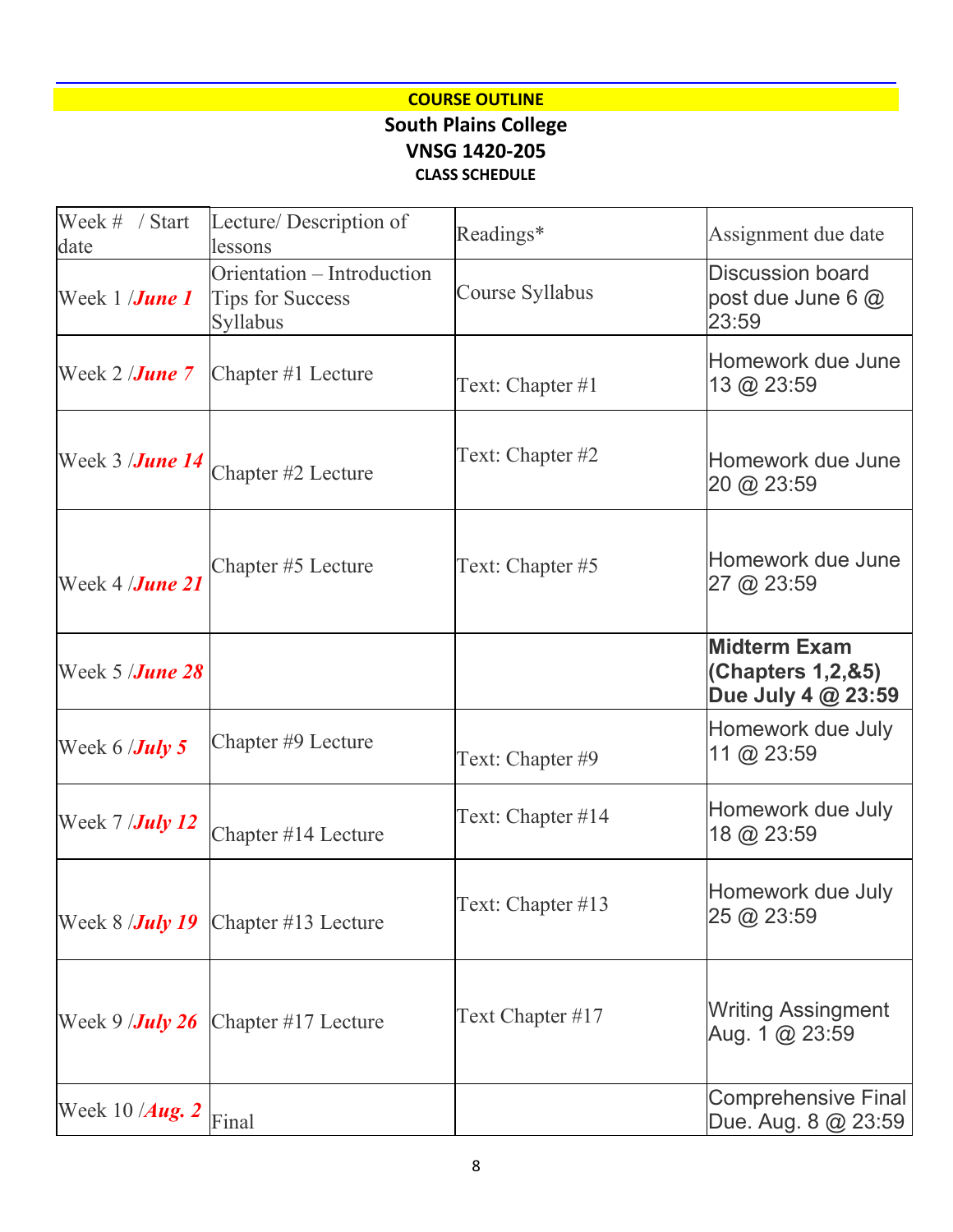**COURSE OUTLINE**

**South Plains College**

**VNSG 1420-205**

**CLASS SCHEDULE**

| Week # / Start date | Lecture/ Description of lessons | Readings* | Assignment due date |
|---|---|---|---|
| Week 1 /***June 1*** | Orientation – Introduction Tips for Success Syllabus | Course Syllabus | Discussion board post due June 6 @ 23:59 |
| Week 2 /***June 7*** | Chapter #1 Lecture | Text: Chapter #1 | Homework due June 13 @ 23:59 |
| Week 3 /***June 14*** | Chapter #2 Lecture | Text: Chapter #2 | Homework due June 20 @ 23:59 |
| Week 4 /***June 21*** | Chapter #5 Lecture | Text: Chapter #5 | Homework due June 27 @ 23:59 |
| Week 5 /***June 28*** | | | **Midterm Exam (Chapters 1,2,&5) Due July 4 @ 23:59** |
| Week 6 /***July 5*** | Chapter #9 Lecture | Text: Chapter #9 | Homework due July 11 @ 23:59 |
| Week 7 /***July 12*** | Chapter #14 Lecture | Text: Chapter #14 | Homework due July 18 @ 23:59 |
| Week 8 /***July 19*** | Chapter #13 Lecture | Text: Chapter #13 | Homework due July 25 @ 23:59 |
| Week 9 /***July 26*** | Chapter #17 Lecture | Text Chapter #17 | Writing Assingment Aug. 1 @ 23:59 |
| Week 10 /***Aug. 2*** | Final | | Comprehensive Final Due. Aug. 8 @ 23:59 |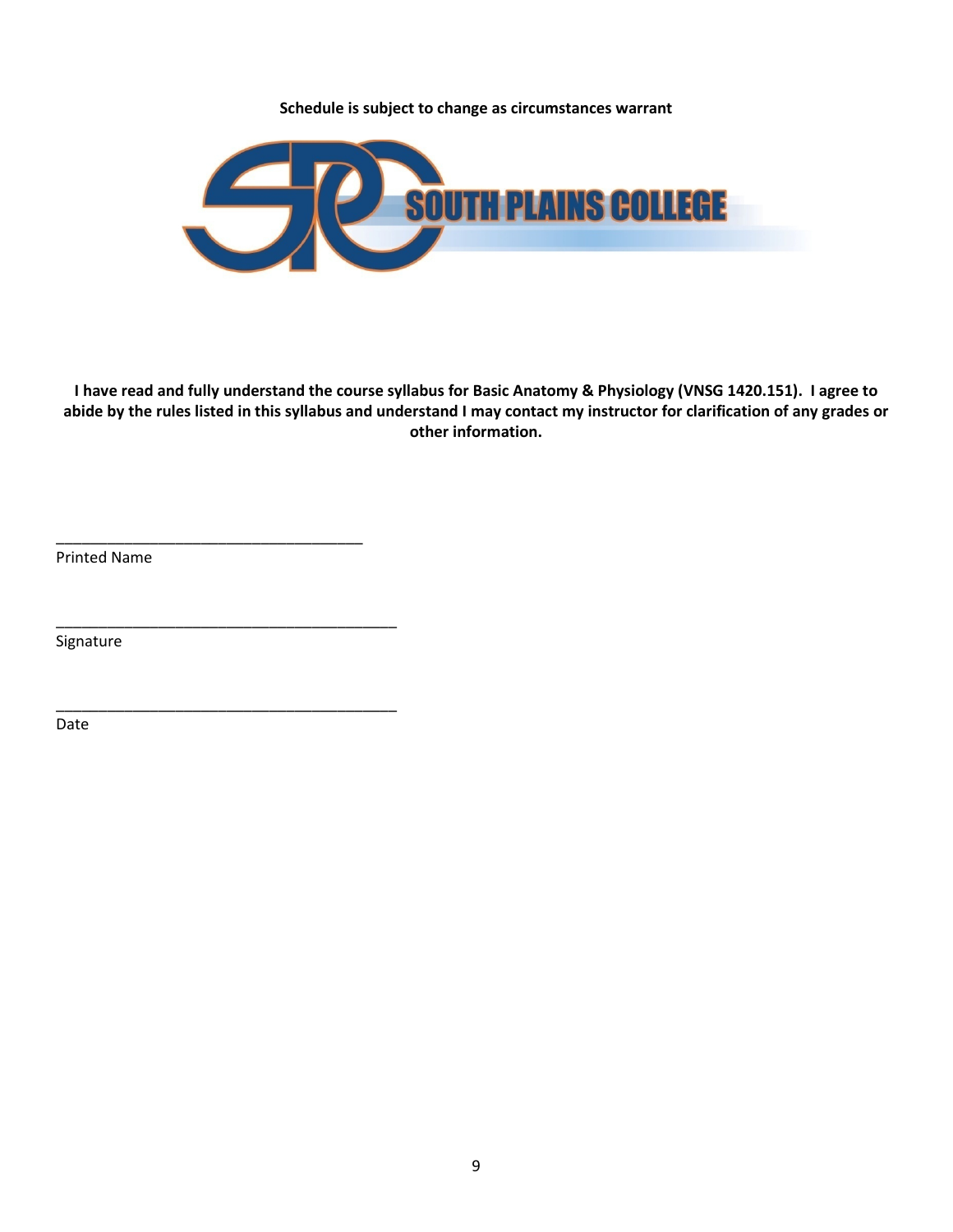**Schedule is subject to change as circumstances warrant**

SOUTH PLAINS COLLEGE

**I have read and fully understand the course syllabus for Basic Anatomy & Physiology (VNSG 1420.151). I agree to abide by the rules listed in this syllabus and understand I may contact my instructor for clarification of any grades or other information.**

____________________________________
Printed Name

________________________________________
Signature

________________________________________
Date